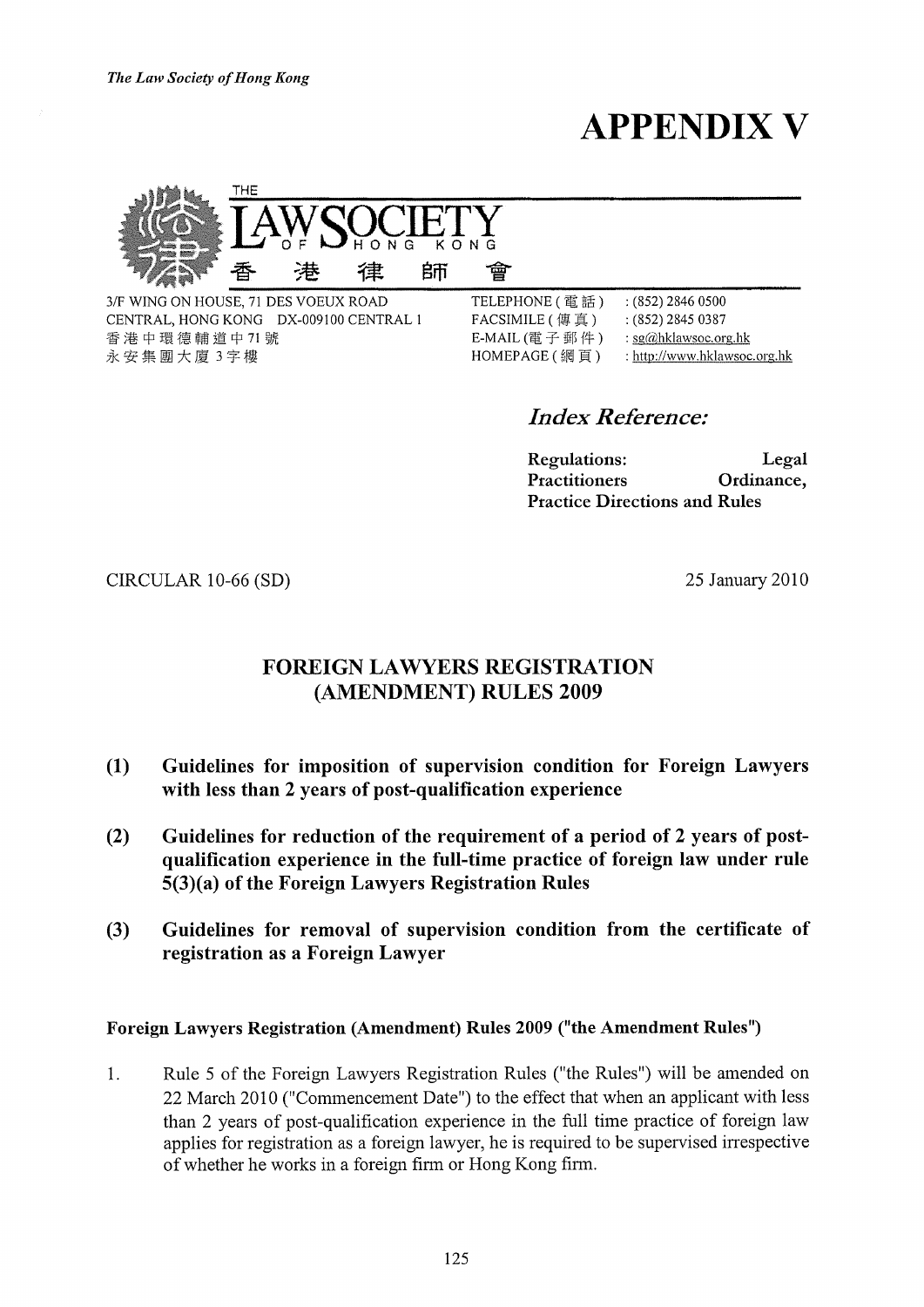*The Law Society of Hong Kong*

# APPENDIX V

THE
**LAW SOCIETY**
OF HONG KONG
香 港 律 師 會

3/F WING ON HOUSE, 71 DES VOEUX ROAD
CENTRAL, HONG KONG DX-009100 CENTRAL 1
香港中環德輔道中71號
永安集團大廈3字樓

TELEPHONE (電話) : (852) 2846 0500
FACSIMILE (傳真) : (852) 2845 0387
E-MAIL (電子郵件) : sg@hklawsoc.org.hk
HOMEPAGE (網頁) : http://www.hklawsoc.org.hk

***Index Reference:***

**Regulations: Legal Practitioners Ordinance, Practice Directions and Rules**

CIRCULAR 10-66 (SD)

25 January 2010

## FOREIGN LAWYERS REGISTRATION (AMENDMENT) RULES 2009

**(1) Guidelines for imposition of supervision condition for Foreign Lawyers with less than 2 years of post-qualification experience**

**(2) Guidelines for reduction of the requirement of a period of 2 years of post-qualification experience in the full-time practice of foreign law under rule 5(3)(a) of the Foreign Lawyers Registration Rules**

**(3) Guidelines for removal of supervision condition from the certificate of registration as a Foreign Lawyer**

### Foreign Lawyers Registration (Amendment) Rules 2009 ("the Amendment Rules")

1. Rule 5 of the Foreign Lawyers Registration Rules ("the Rules") will be amended on 22 March 2010 ("Commencement Date") to the effect that when an applicant with less than 2 years of post-qualification experience in the full time practice of foreign law applies for registration as a foreign lawyer, he is required to be supervised irrespective of whether he works in a foreign firm or Hong Kong firm.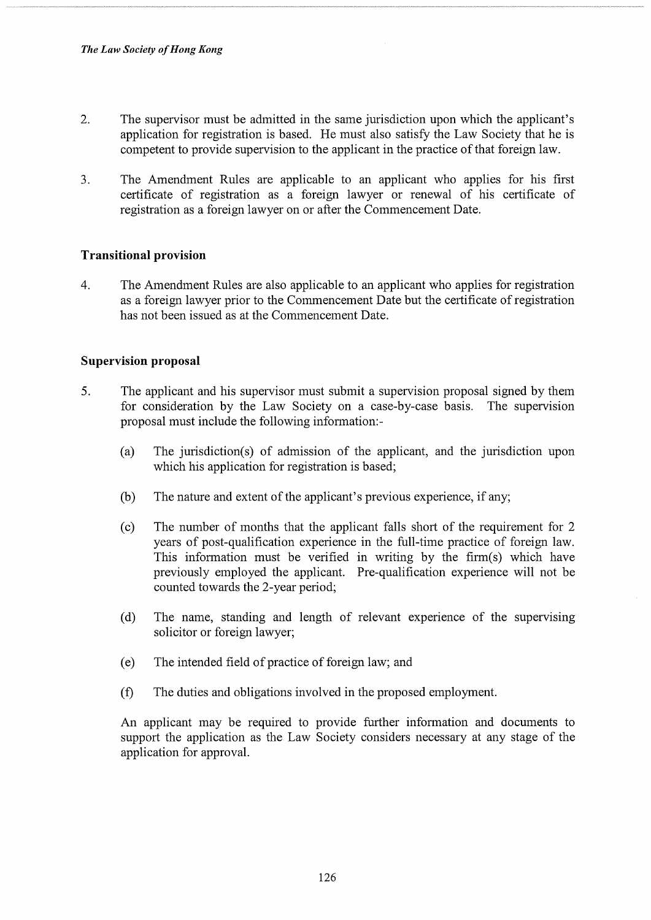2. The supervisor must be admitted in the same jurisdiction upon which the applicant's application for registration is based. He must also satisfy the Law Society that he is competent to provide supervision to the applicant in the practice of that foreign law.

3. The Amendment Rules are applicable to an applicant who applies for his first certificate of registration as a foreign lawyer or renewal of his certificate of registration as a foreign lawyer on or after the Commencement Date.

**Transitional provision**

4. The Amendment Rules are also applicable to an applicant who applies for registration as a foreign lawyer prior to the Commencement Date but the certificate of registration has not been issued as at the Commencement Date.

**Supervision proposal**

5. The applicant and his supervisor must submit a supervision proposal signed by them for consideration by the Law Society on a case-by-case basis. The supervision proposal must include the following information:-

   (a) The jurisdiction(s) of admission of the applicant, and the jurisdiction upon which his application for registration is based;

   (b) The nature and extent of the applicant's previous experience, if any;

   (c) The number of months that the applicant falls short of the requirement for 2 years of post-qualification experience in the full-time practice of foreign law. This information must be verified in writing by the firm(s) which have previously employed the applicant. Pre-qualification experience will not be counted towards the 2-year period;

   (d) The name, standing and length of relevant experience of the supervising solicitor or foreign lawyer;

   (e) The intended field of practice of foreign law; and

   (f) The duties and obligations involved in the proposed employment.

   An applicant may be required to provide further information and documents to support the application as the Law Society considers necessary at any stage of the application for approval.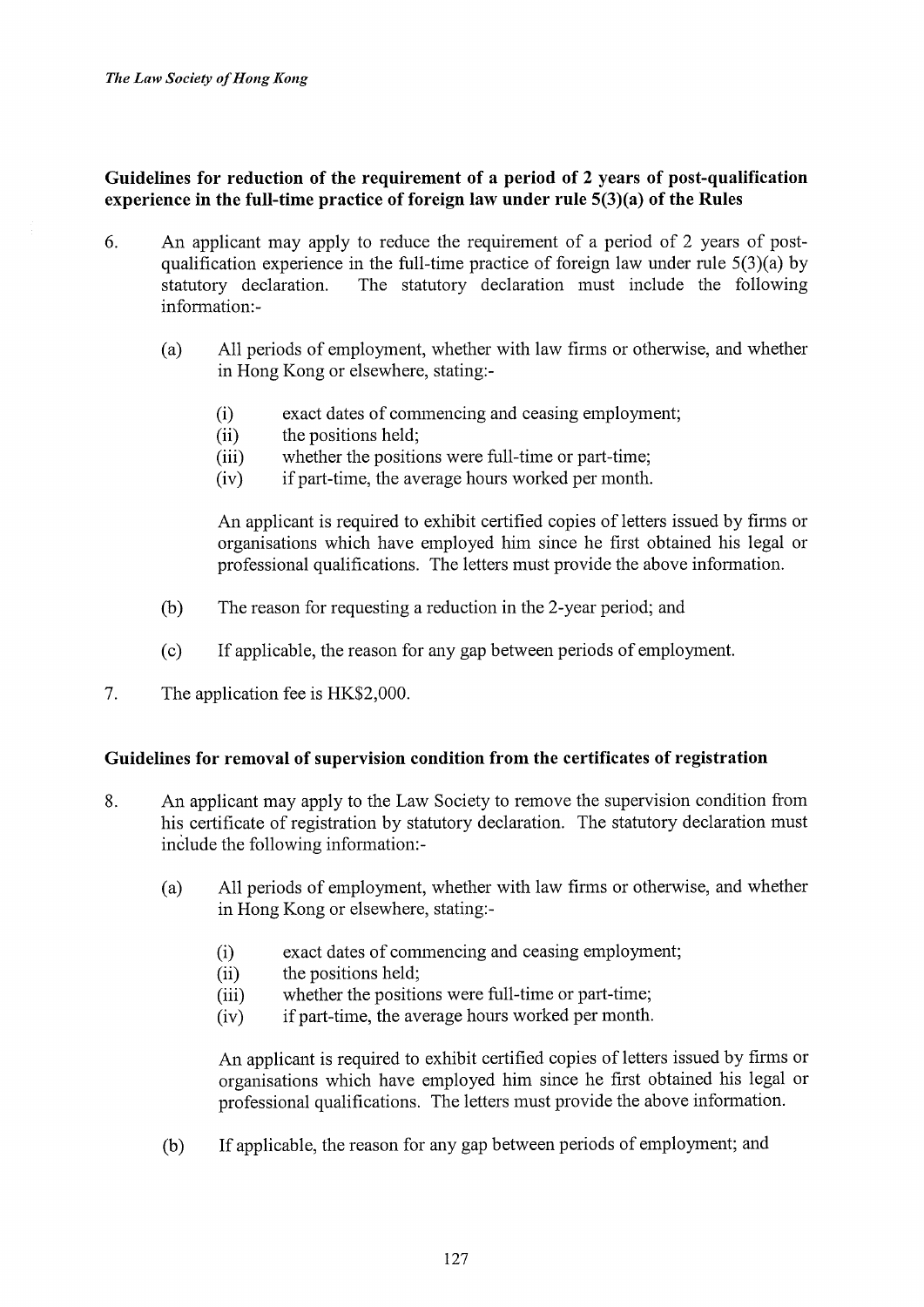**Guidelines for reduction of the requirement of a period of 2 years of post-qualification experience in the full-time practice of foreign law under rule 5(3)(a) of the Rules**

6. An applicant may apply to reduce the requirement of a period of 2 years of post-qualification experience in the full-time practice of foreign law under rule 5(3)(a) by statutory declaration. The statutory declaration must include the following information:-

   (a) All periods of employment, whether with law firms or otherwise, and whether in Hong Kong or elsewhere, stating:-

      (i) exact dates of commencing and ceasing employment;
      (ii) the positions held;
      (iii) whether the positions were full-time or part-time;
      (iv) if part-time, the average hours worked per month.

      An applicant is required to exhibit certified copies of letters issued by firms or organisations which have employed him since he first obtained his legal or professional qualifications. The letters must provide the above information.

   (b) The reason for requesting a reduction in the 2-year period; and

   (c) If applicable, the reason for any gap between periods of employment.

7. The application fee is HK$2,000.

**Guidelines for removal of supervision condition from the certificates of registration**

8. An applicant may apply to the Law Society to remove the supervision condition from his certificate of registration by statutory declaration. The statutory declaration must include the following information:-

   (a) All periods of employment, whether with law firms or otherwise, and whether in Hong Kong or elsewhere, stating:-

      (i) exact dates of commencing and ceasing employment;
      (ii) the positions held;
      (iii) whether the positions were full-time or part-time;
      (iv) if part-time, the average hours worked per month.

      An applicant is required to exhibit certified copies of letters issued by firms or organisations which have employed him since he first obtained his legal or professional qualifications. The letters must provide the above information.

   (b) If applicable, the reason for any gap between periods of employment; and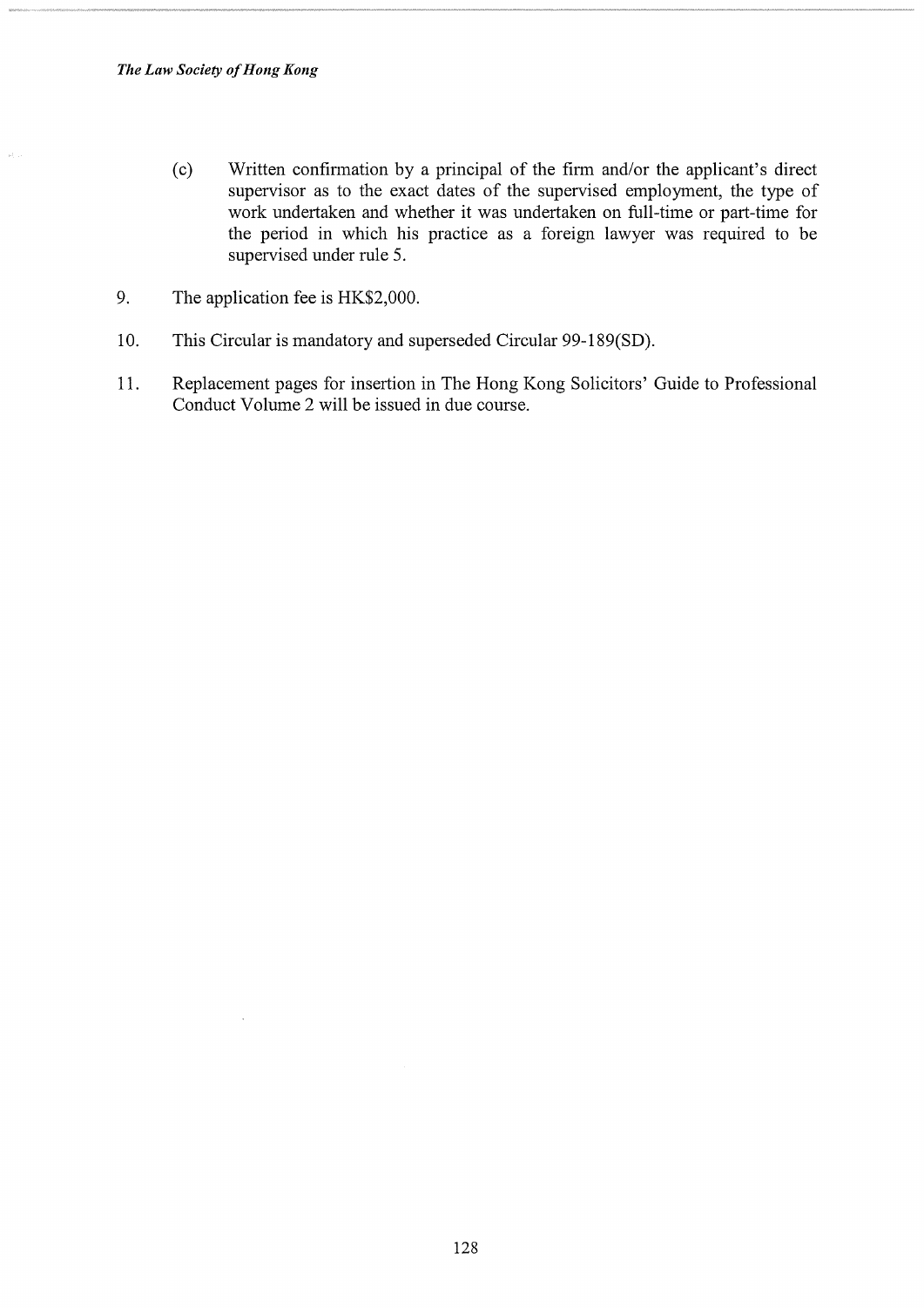(c) Written confirmation by a principal of the firm and/or the applicant's direct supervisor as to the exact dates of the supervised employment, the type of work undertaken and whether it was undertaken on full-time or part-time for the period in which his practice as a foreign lawyer was required to be supervised under rule 5.

9. The application fee is HK$2,000.

10. This Circular is mandatory and superseded Circular 99-189(SD).

11. Replacement pages for insertion in The Hong Kong Solicitors' Guide to Professional Conduct Volume 2 will be issued in due course.